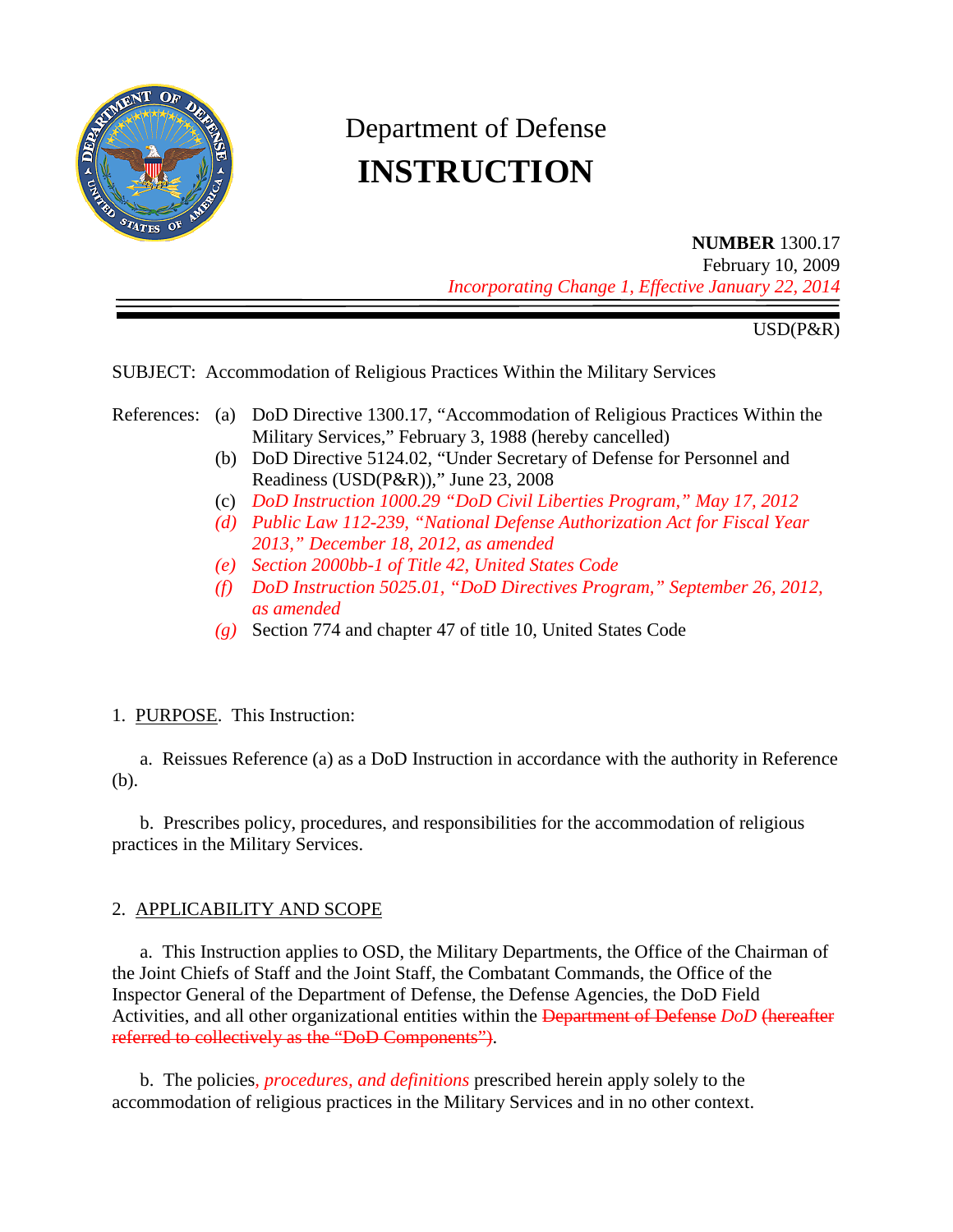# Department of Defense
# INSTRUCTION

**NUMBER** 1300.17
February 10, 2009
*Incorporating Change 1, Effective January 22, 2014*

USD(P&R)

SUBJECT: Accommodation of Religious Practices Within the Military Services

References:
- (a) DoD Directive 1300.17, "Accommodation of Religious Practices Within the Military Services," February 3, 1988 (hereby cancelled)
- (b) DoD Directive 5124.02, "Under Secretary of Defense for Personnel and Readiness (USD(P&R))," June 23, 2008
- (c) *DoD Instruction 1000.29 "DoD Civil Liberties Program," May 17, 2012*
- *(d) Public Law 112-239, "National Defense Authorization Act for Fiscal Year 2013," December 18, 2012, as amended*
- *(e) Section 2000bb-1 of Title 42, United States Code*
- *(f) DoD Instruction 5025.01, "DoD Directives Program," September 26, 2012, as amended*
- *(g)* Section 774 and chapter 47 of title 10, United States Code

1. PURPOSE. This Instruction:

a. Reissues Reference (a) as a DoD Instruction in accordance with the authority in Reference (b).

b. Prescribes policy, procedures, and responsibilities for the accommodation of religious practices in the Military Services.

2. APPLICABILITY AND SCOPE

a. This Instruction applies to OSD, the Military Departments, the Office of the Chairman of the Joint Chiefs of Staff and the Joint Staff, the Combatant Commands, the Office of the Inspector General of the Department of Defense, the Defense Agencies, the DoD Field Activities, and all other organizational entities within the ~~Department of Defense~~ *DoD* ~~(hereafter referred to collectively as the "DoD Components")~~.

b. The policies*, procedures, and definitions* prescribed herein apply solely to the accommodation of religious practices in the Military Services and in no other context.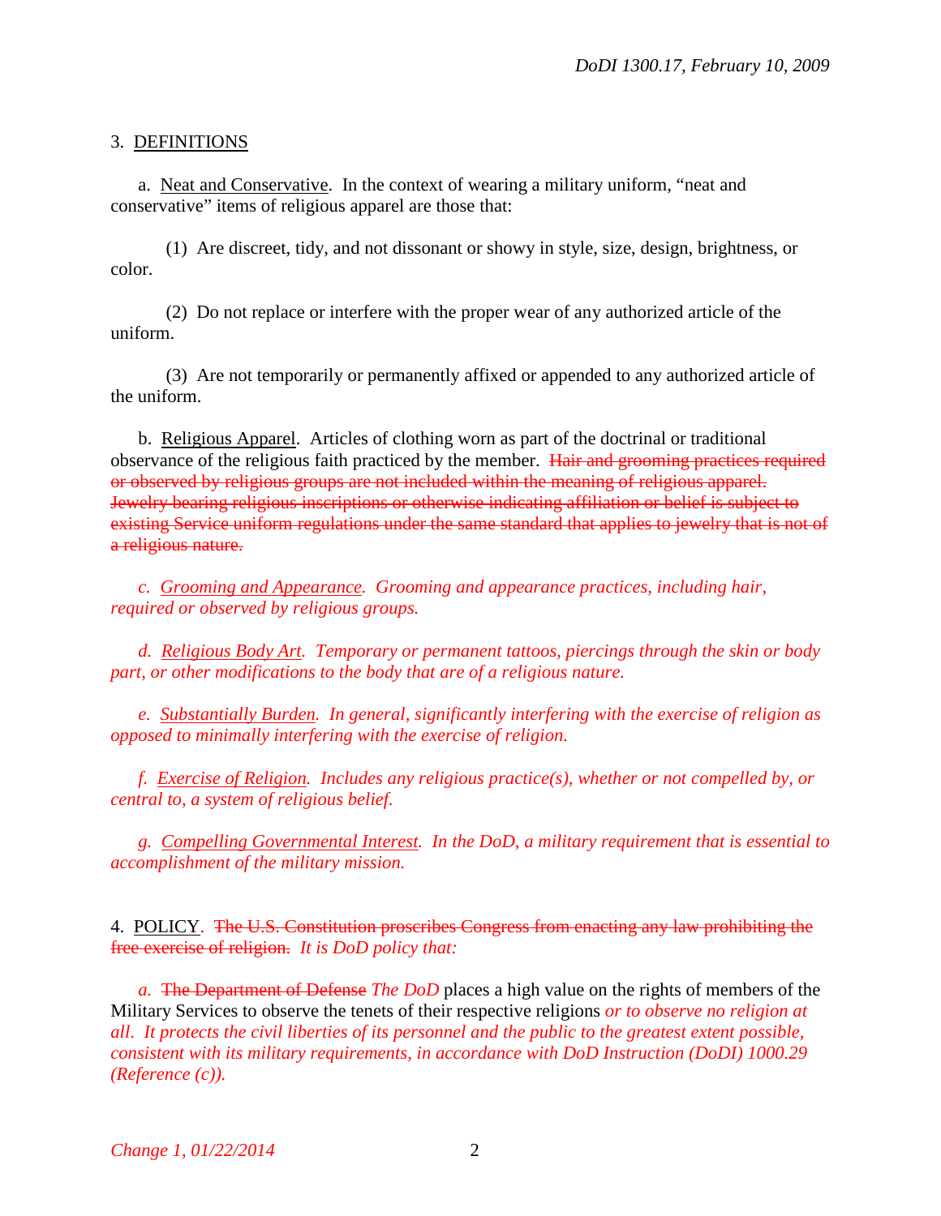## 3. DEFINITIONS

a. Neat and Conservative. In the context of wearing a military uniform, "neat and conservative" items of religious apparel are those that:

(1) Are discreet, tidy, and not dissonant or showy in style, size, design, brightness, or color.

(2) Do not replace or interfere with the proper wear of any authorized article of the uniform.

(3) Are not temporarily or permanently affixed or appended to any authorized article of the uniform.

b. Religious Apparel. Articles of clothing worn as part of the doctrinal or traditional observance of the religious faith practiced by the member. ~~Hair and grooming practices required or observed by religious groups are not included within the meaning of religious apparel. Jewelry bearing religious inscriptions or otherwise indicating affiliation or belief is subject to existing Service uniform regulations under the same standard that applies to jewelry that is not of a religious nature.~~

*c. Grooming and Appearance. Grooming and appearance practices, including hair, required or observed by religious groups.*

*d. Religious Body Art. Temporary or permanent tattoos, piercings through the skin or body part, or other modifications to the body that are of a religious nature.*

*e. Substantially Burden. In general, significantly interfering with the exercise of religion as opposed to minimally interfering with the exercise of religion.*

*f. Exercise of Religion. Includes any religious practice(s), whether or not compelled by, or central to, a system of religious belief.*

*g. Compelling Governmental Interest. In the DoD, a military requirement that is essential to accomplishment of the military mission.*

## 4. POLICY.

~~The U.S. Constitution proscribes Congress from enacting any law prohibiting the free exercise of religion.~~ *It is DoD policy that:*

*a.* ~~The Department of Defense~~ *The DoD* places a high value on the rights of members of the Military Services to observe the tenets of their respective religions *or to observe no religion at all. It protects the civil liberties of its personnel and the public to the greatest extent possible, consistent with its military requirements, in accordance with DoD Instruction (DoDI) 1000.29 (Reference (c)).*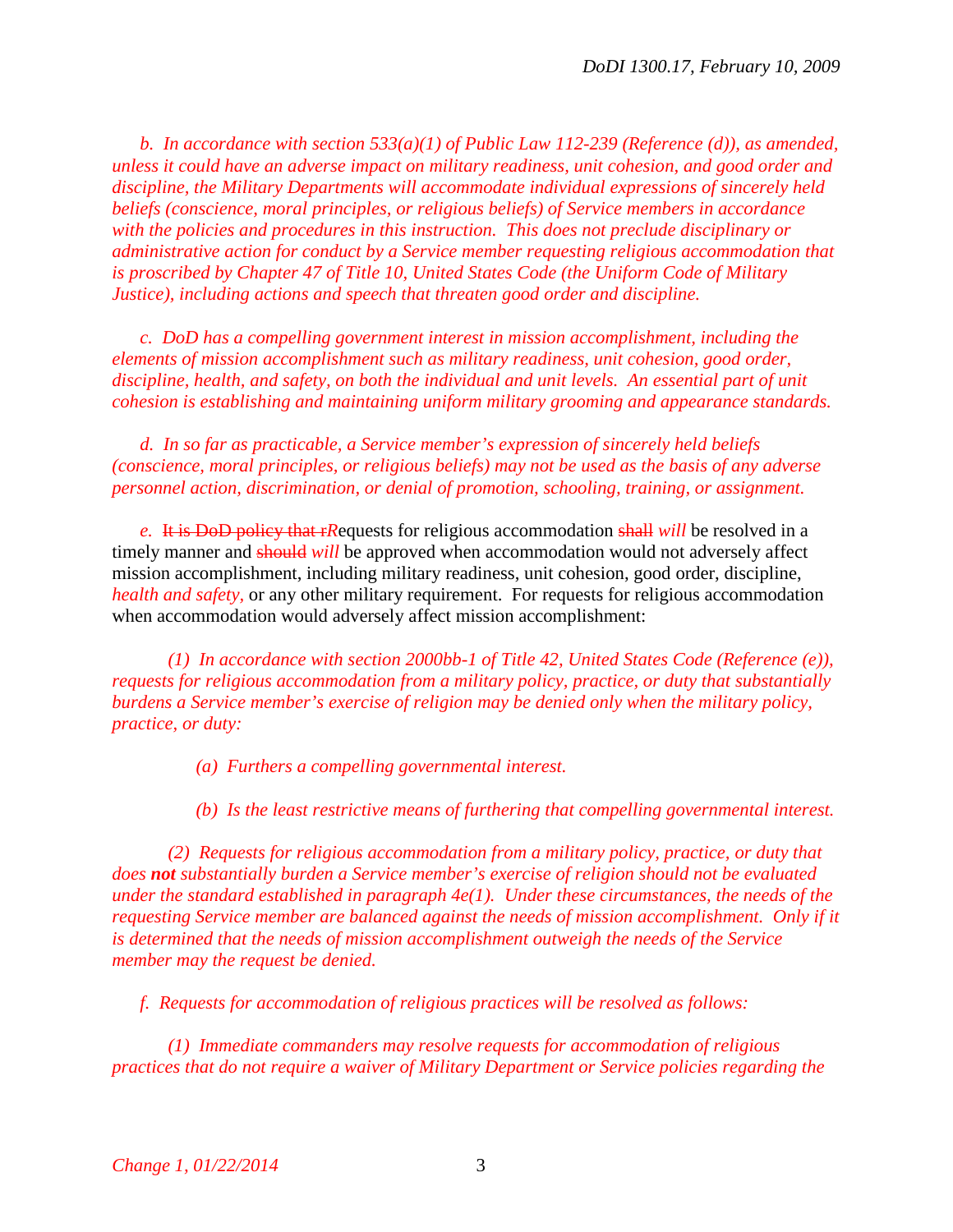*b. In accordance with section 533(a)(1) of Public Law 112-239 (Reference (d)), as amended, unless it could have an adverse impact on military readiness, unit cohesion, and good order and discipline, the Military Departments will accommodate individual expressions of sincerely held beliefs (conscience, moral principles, or religious beliefs) of Service members in accordance with the policies and procedures in this instruction. This does not preclude disciplinary or administrative action for conduct by a Service member requesting religious accommodation that is proscribed by Chapter 47 of Title 10, United States Code (the Uniform Code of Military Justice), including actions and speech that threaten good order and discipline.*

*c. DoD has a compelling government interest in mission accomplishment, including the elements of mission accomplishment such as military readiness, unit cohesion, good order, discipline, health, and safety, on both the individual and unit levels. An essential part of unit cohesion is establishing and maintaining uniform military grooming and appearance standards.*

*d. In so far as practicable, a Service member's expression of sincerely held beliefs (conscience, moral principles, or religious beliefs) may not be used as the basis of any adverse personnel action, discrimination, or denial of promotion, schooling, training, or assignment.*

*e.* ~~It is DoD policy that r~~*R*equests for religious accommodation ~~shall~~ *will* be resolved in a timely manner and ~~should~~ *will* be approved when accommodation would not adversely affect mission accomplishment, including military readiness, unit cohesion, good order, discipline, *health and safety,* or any other military requirement. For requests for religious accommodation when accommodation would adversely affect mission accomplishment:

*(1) In accordance with section 2000bb-1 of Title 42, United States Code (Reference (e)), requests for religious accommodation from a military policy, practice, or duty that substantially burdens a Service member's exercise of religion may be denied only when the military policy, practice, or duty:*

*(a) Furthers a compelling governmental interest.*

*(b) Is the least restrictive means of furthering that compelling governmental interest.*

*(2) Requests for religious accommodation from a military policy, practice, or duty that does* ***not*** *substantially burden a Service member's exercise of religion should not be evaluated under the standard established in paragraph 4e(1). Under these circumstances, the needs of the requesting Service member are balanced against the needs of mission accomplishment. Only if it is determined that the needs of mission accomplishment outweigh the needs of the Service member may the request be denied.*

*f. Requests for accommodation of religious practices will be resolved as follows:*

*(1) Immediate commanders may resolve requests for accommodation of religious practices that do not require a waiver of Military Department or Service policies regarding the*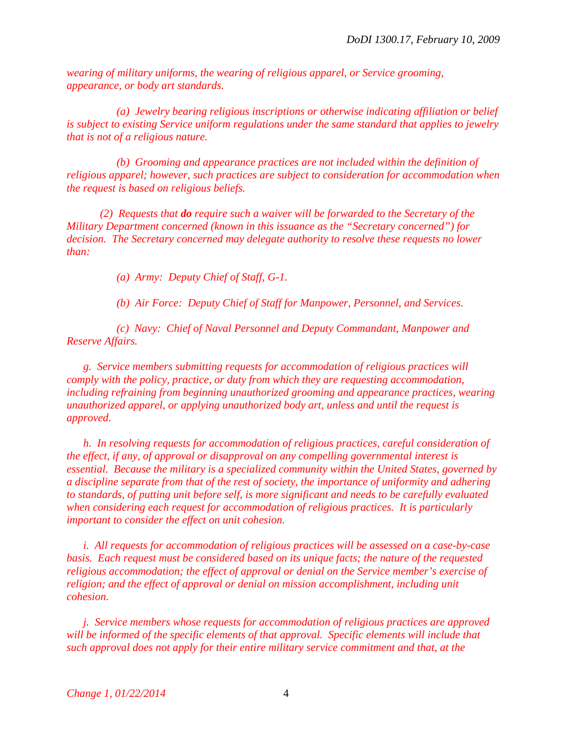*wearing of military uniforms, the wearing of religious apparel, or Service grooming, appearance, or body art standards.*

*(a) Jewelry bearing religious inscriptions or otherwise indicating affiliation or belief is subject to existing Service uniform regulations under the same standard that applies to jewelry that is not of a religious nature.*

*(b) Grooming and appearance practices are not included within the definition of religious apparel; however, such practices are subject to consideration for accommodation when the request is based on religious beliefs.*

*(2) Requests that **do** require such a waiver will be forwarded to the Secretary of the Military Department concerned (known in this issuance as the "Secretary concerned") for decision. The Secretary concerned may delegate authority to resolve these requests no lower than:*

*(a) Army: Deputy Chief of Staff, G-1.*

*(b) Air Force: Deputy Chief of Staff for Manpower, Personnel, and Services.*

*(c) Navy: Chief of Naval Personnel and Deputy Commandant, Manpower and Reserve Affairs.*

*g. Service members submitting requests for accommodation of religious practices will comply with the policy, practice, or duty from which they are requesting accommodation, including refraining from beginning unauthorized grooming and appearance practices, wearing unauthorized apparel, or applying unauthorized body art, unless and until the request is approved.*

*h. In resolving requests for accommodation of religious practices, careful consideration of the effect, if any, of approval or disapproval on any compelling governmental interest is essential. Because the military is a specialized community within the United States, governed by a discipline separate from that of the rest of society, the importance of uniformity and adhering to standards, of putting unit before self, is more significant and needs to be carefully evaluated when considering each request for accommodation of religious practices. It is particularly important to consider the effect on unit cohesion.*

*i. All requests for accommodation of religious practices will be assessed on a case-by-case basis. Each request must be considered based on its unique facts; the nature of the requested religious accommodation; the effect of approval or denial on the Service member's exercise of religion; and the effect of approval or denial on mission accomplishment, including unit cohesion.*

*j. Service members whose requests for accommodation of religious practices are approved will be informed of the specific elements of that approval. Specific elements will include that such approval does not apply for their entire military service commitment and that, at the*

*Change 1, 01/22/2014*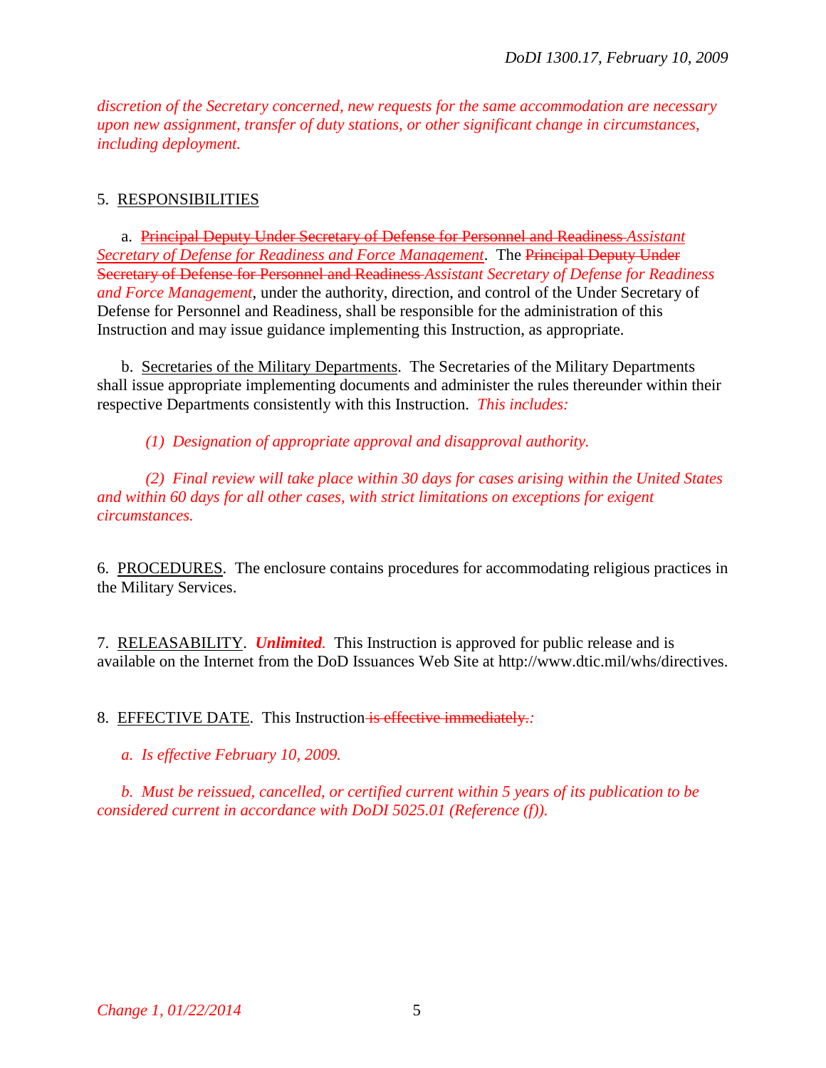*discretion of the Secretary concerned, new requests for the same accommodation are necessary upon new assignment, transfer of duty stations, or other significant change in circumstances, including deployment.*

5. RESPONSIBILITIES

a. ~~Principal Deputy Under Secretary of Defense for Personnel and Readiness~~ *Assistant Secretary of Defense for Readiness and Force Management*. The ~~Principal Deputy Under Secretary of Defense for Personnel and Readiness~~ *Assistant Secretary of Defense for Readiness and Force Management*, under the authority, direction, and control of the Under Secretary of Defense for Personnel and Readiness, shall be responsible for the administration of this Instruction and may issue guidance implementing this Instruction, as appropriate.

b. Secretaries of the Military Departments. The Secretaries of the Military Departments shall issue appropriate implementing documents and administer the rules thereunder within their respective Departments consistently with this Instruction. *This includes:*

*(1) Designation of appropriate approval and disapproval authority.*

*(2) Final review will take place within 30 days for cases arising within the United States and within 60 days for all other cases, with strict limitations on exceptions for exigent circumstances.*

6. PROCEDURES. The enclosure contains procedures for accommodating religious practices in the Military Services.

7. RELEASABILITY. ***Unlimited***. This Instruction is approved for public release and is available on the Internet from the DoD Issuances Web Site at http://www.dtic.mil/whs/directives.

8. EFFECTIVE DATE. This Instruction ~~is effective immediately.~~*:*

*a. Is effective February 10, 2009.*

*b. Must be reissued, cancelled, or certified current within 5 years of its publication to be considered current in accordance with DoDI 5025.01 (Reference (f)).*

*Change 1, 01/22/2014*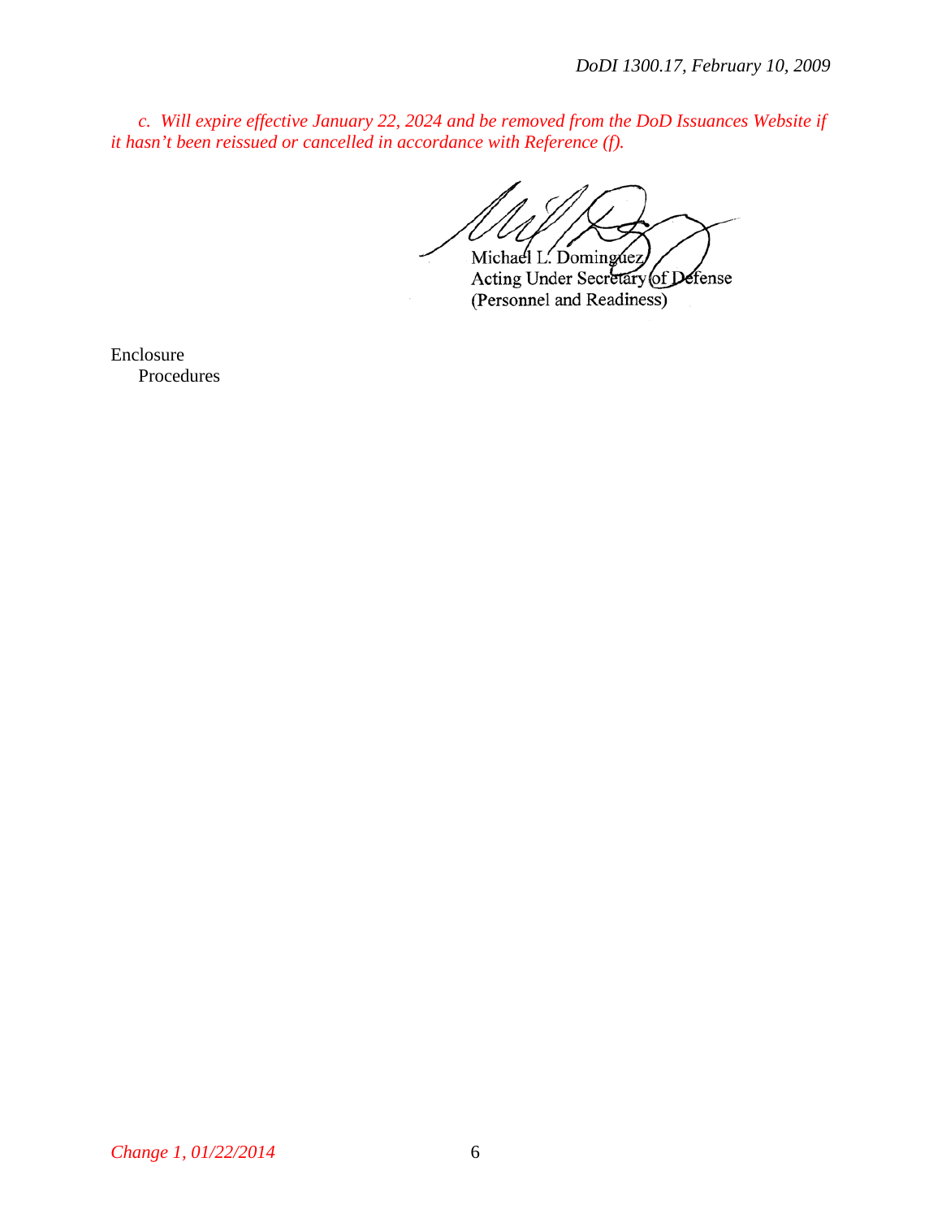*c. Will expire effective January 22, 2024 and be removed from the DoD Issuances Website if it hasn't been reissued or cancelled in accordance with Reference (f).*

Michael L. Dominguez
Acting Under Secretary of Defense
(Personnel and Readiness)

Enclosure
Procedures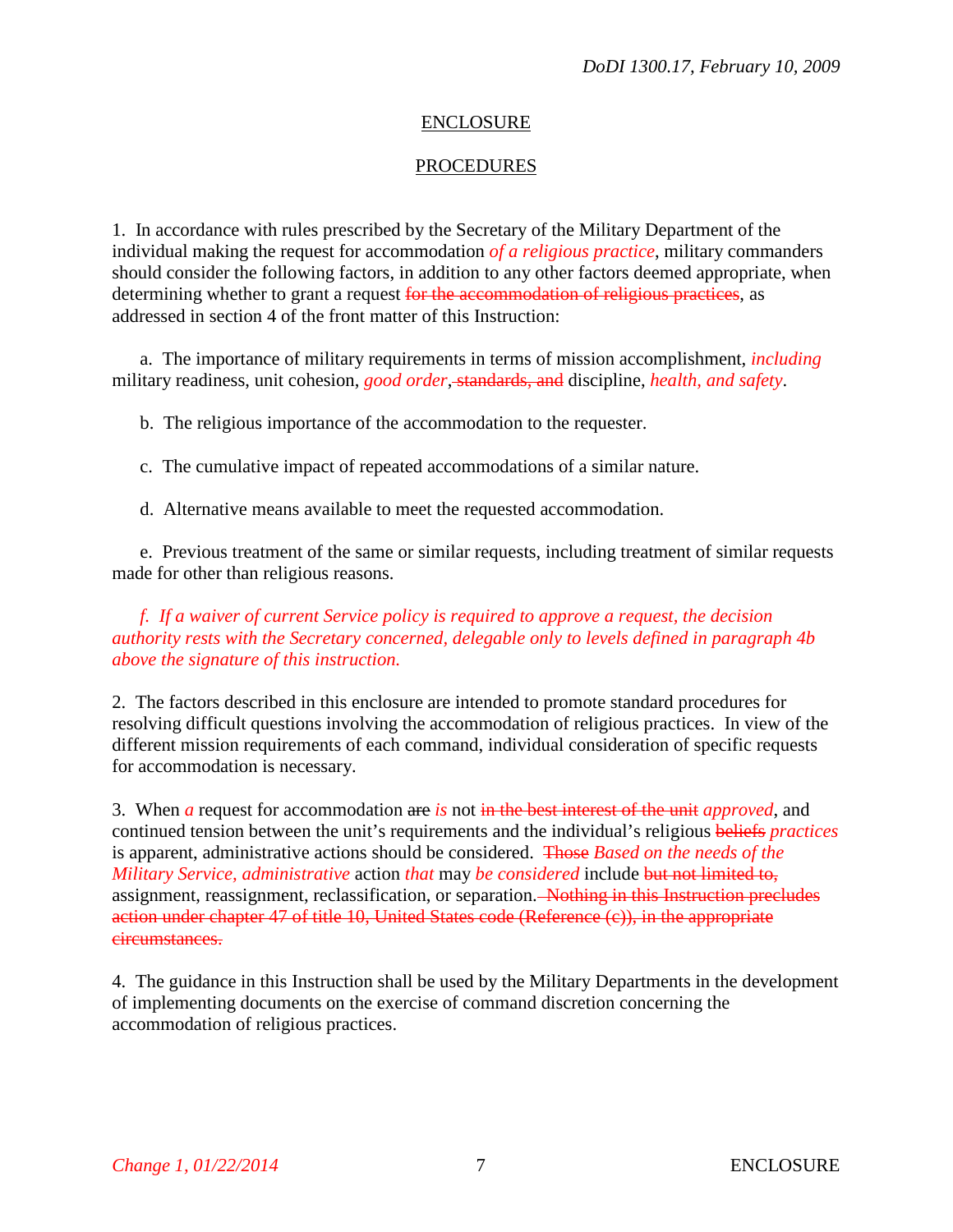# ENCLOSURE

## PROCEDURES

1. In accordance with rules prescribed by the Secretary of the Military Department of the individual making the request for accommodation *of a religious practice*, military commanders should consider the following factors, in addition to any other factors deemed appropriate, when determining whether to grant a request ~~for the accommodation of religious practices~~, as addressed in section 4 of the front matter of this Instruction:

   a. The importance of military requirements in terms of mission accomplishment, *including* military readiness, unit cohesion, *good order*~~, standards, and~~ discipline, *health, and safety*.

   b. The religious importance of the accommodation to the requester.

   c. The cumulative impact of repeated accommodations of a similar nature.

   d. Alternative means available to meet the requested accommodation.

   e. Previous treatment of the same or similar requests, including treatment of similar requests made for other than religious reasons.

   *f. If a waiver of current Service policy is required to approve a request, the decision authority rests with the Secretary concerned, delegable only to levels defined in paragraph 4b above the signature of this instruction.*

2. The factors described in this enclosure are intended to promote standard procedures for resolving difficult questions involving the accommodation of religious practices. In view of the different mission requirements of each command, individual consideration of specific requests for accommodation is necessary.

3. When *a* request for accommodation ~~are~~ *is* not ~~in the best interest of the unit~~ *approved*, and continued tension between the unit's requirements and the individual's religious ~~beliefs~~ *practices* is apparent, administrative actions should be considered. ~~Those~~ *Based on the needs of the Military Service, administrative* action *that* may *be considered* include ~~but not limited to,~~ assignment, reassignment, reclassification, or separation.~~ Nothing in this Instruction precludes action under chapter 47 of title 10, United States code (Reference (c)), in the appropriate circumstances.~~

4. The guidance in this Instruction shall be used by the Military Departments in the development of implementing documents on the exercise of command discretion concerning the accommodation of religious practices.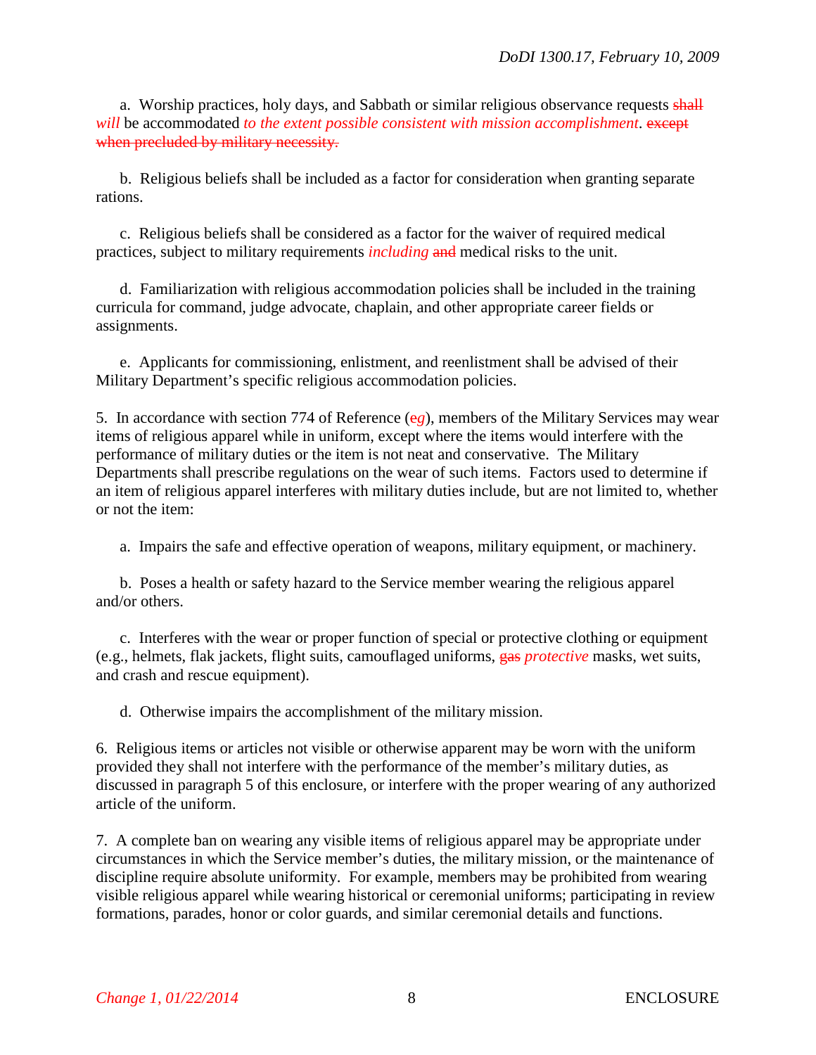a. Worship practices, holy days, and Sabbath or similar religious observance requests ~~shall~~ *will* be accommodated *to the extent possible consistent with mission accomplishment*. ~~except when precluded by military necessity.~~

b. Religious beliefs shall be included as a factor for consideration when granting separate rations.

c. Religious beliefs shall be considered as a factor for the waiver of required medical practices, subject to military requirements *including* ~~and~~ medical risks to the unit.

d. Familiarization with religious accommodation policies shall be included in the training curricula for command, judge advocate, chaplain, and other appropriate career fields or assignments.

e. Applicants for commissioning, enlistment, and reenlistment shall be advised of their Military Department's specific religious accommodation policies.

5. In accordance with section 774 of Reference (~~e~~*g*), members of the Military Services may wear items of religious apparel while in uniform, except where the items would interfere with the performance of military duties or the item is not neat and conservative. The Military Departments shall prescribe regulations on the wear of such items. Factors used to determine if an item of religious apparel interferes with military duties include, but are not limited to, whether or not the item:

a. Impairs the safe and effective operation of weapons, military equipment, or machinery.

b. Poses a health or safety hazard to the Service member wearing the religious apparel and/or others.

c. Interferes with the wear or proper function of special or protective clothing or equipment (e.g., helmets, flak jackets, flight suits, camouflaged uniforms, ~~gas~~ *protective* masks, wet suits, and crash and rescue equipment).

d. Otherwise impairs the accomplishment of the military mission.

6. Religious items or articles not visible or otherwise apparent may be worn with the uniform provided they shall not interfere with the performance of the member's military duties, as discussed in paragraph 5 of this enclosure, or interfere with the proper wearing of any authorized article of the uniform.

7. A complete ban on wearing any visible items of religious apparel may be appropriate under circumstances in which the Service member's duties, the military mission, or the maintenance of discipline require absolute uniformity. For example, members may be prohibited from wearing visible religious apparel while wearing historical or ceremonial uniforms; participating in review formations, parades, honor or color guards, and similar ceremonial details and functions.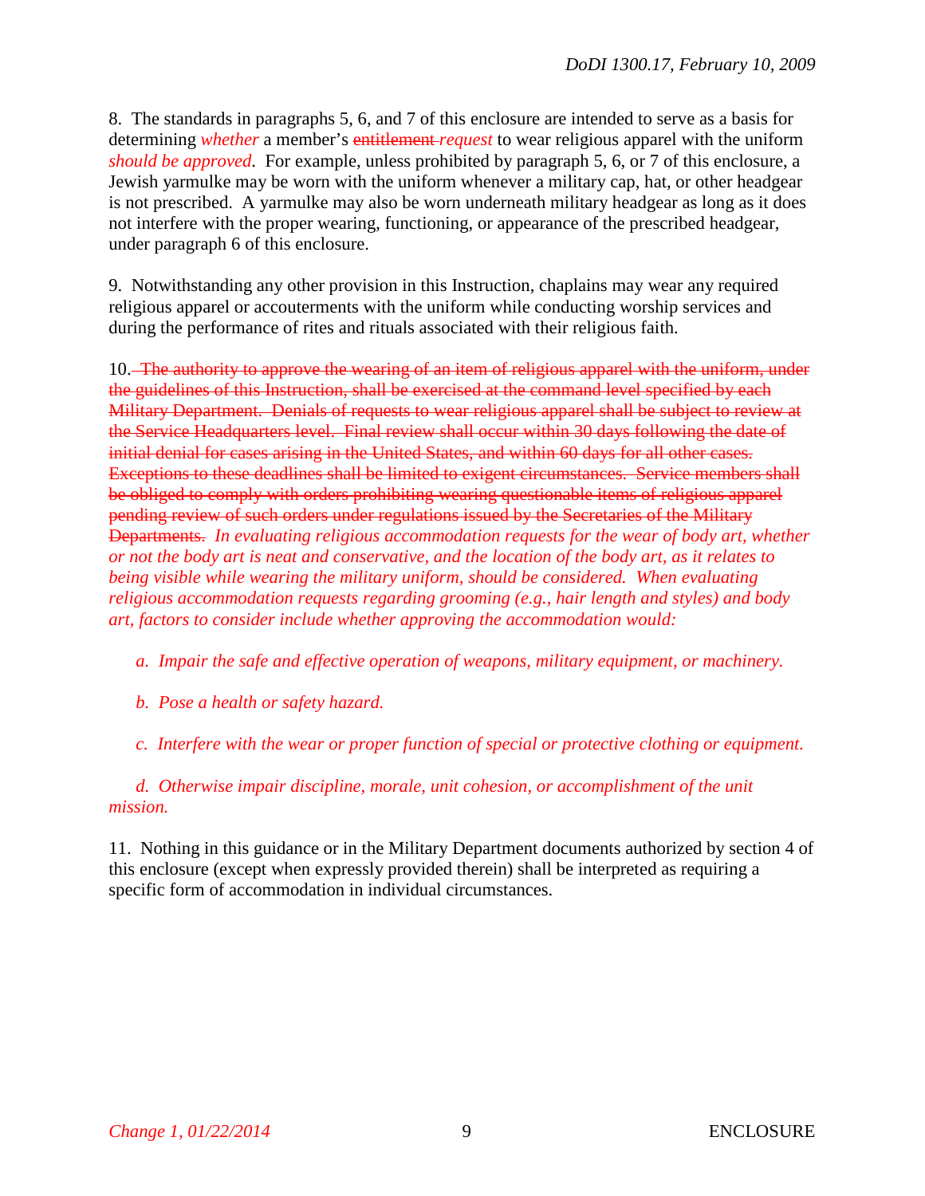8. The standards in paragraphs 5, 6, and 7 of this enclosure are intended to serve as a basis for determining *whether* a member's ~~entitlement~~ *request* to wear religious apparel with the uniform *should be approved*. For example, unless prohibited by paragraph 5, 6, or 7 of this enclosure, a Jewish yarmulke may be worn with the uniform whenever a military cap, hat, or other headgear is not prescribed. A yarmulke may also be worn underneath military headgear as long as it does not interfere with the proper wearing, functioning, or appearance of the prescribed headgear, under paragraph 6 of this enclosure.

9. Notwithstanding any other provision in this Instruction, chaplains may wear any required religious apparel or accouterments with the uniform while conducting worship services and during the performance of rites and rituals associated with their religious faith.

10. ~~The authority to approve the wearing of an item of religious apparel with the uniform, under the guidelines of this Instruction, shall be exercised at the command level specified by each Military Department. Denials of requests to wear religious apparel shall be subject to review at the Service Headquarters level. Final review shall occur within 30 days following the date of initial denial for cases arising in the United States, and within 60 days for all other cases. Exceptions to these deadlines shall be limited to exigent circumstances. Service members shall be obliged to comply with orders prohibiting wearing questionable items of religious apparel pending review of such orders under regulations issued by the Secretaries of the Military Departments.~~ *In evaluating religious accommodation requests for the wear of body art, whether or not the body art is neat and conservative, and the location of the body art, as it relates to being visible while wearing the military uniform, should be considered. When evaluating religious accommodation requests regarding grooming (e.g., hair length and styles) and body art, factors to consider include whether approving the accommodation would:*

*a. Impair the safe and effective operation of weapons, military equipment, or machinery.*

*b. Pose a health or safety hazard.*

*c. Interfere with the wear or proper function of special or protective clothing or equipment.*

*d. Otherwise impair discipline, morale, unit cohesion, or accomplishment of the unit mission.*

11. Nothing in this guidance or in the Military Department documents authorized by section 4 of this enclosure (except when expressly provided therein) shall be interpreted as requiring a specific form of accommodation in individual circumstances.